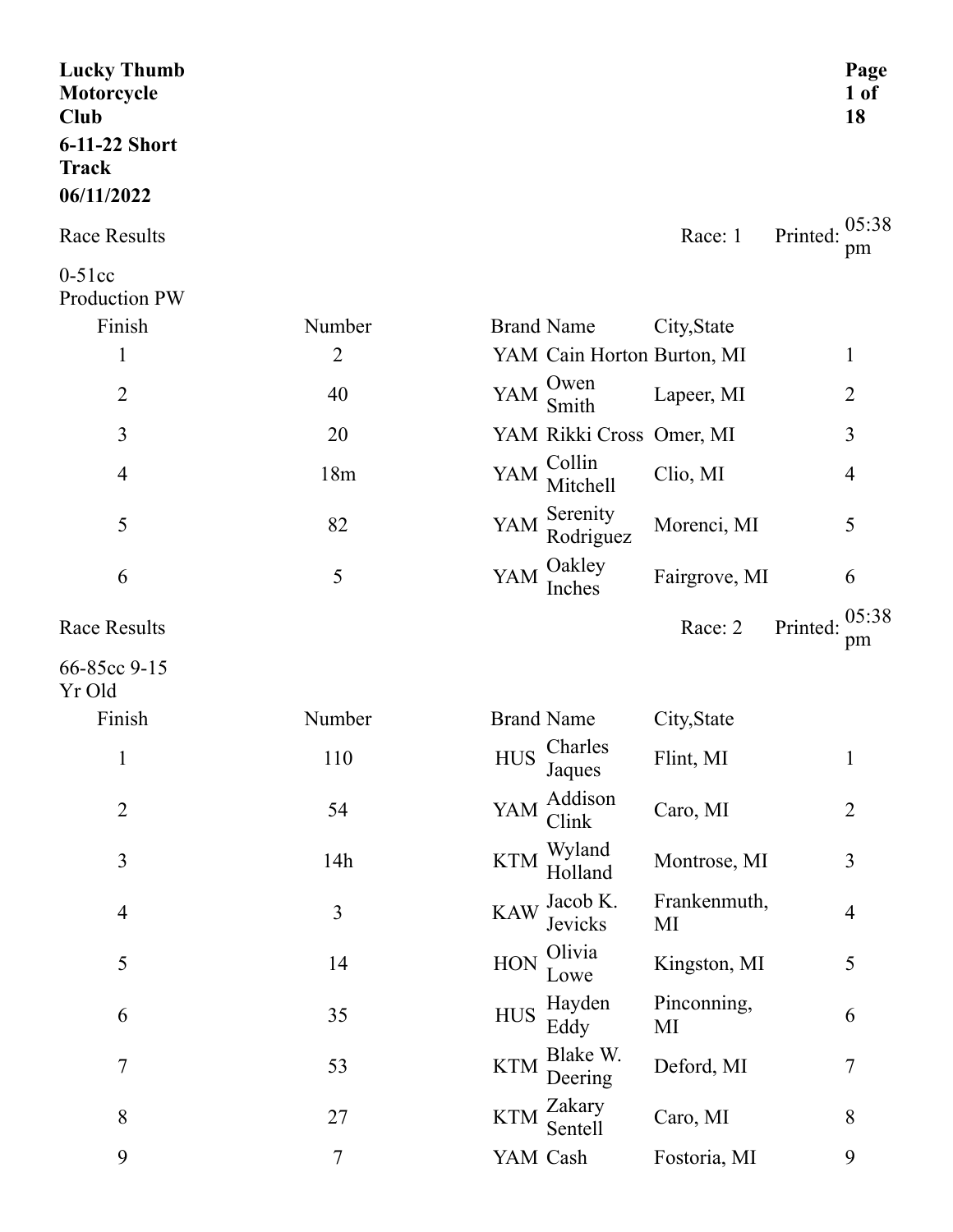**Lucky Thumb Motorcycle Club**

**6-11-22 Short Track**

**06/11/2022**

Race Results — Race: 1 — Printed: 05:38 pm

0-51cc Production PW

| Finish | Number | Brand | Name | City,State | |
|---|---|---|---|---|---|
| 1 | 2 | YAM | Cain Horton | Burton, MI | 1 |
| 2 | 40 | YAM | Owen Smith | Lapeer, MI | 2 |
| 3 | 20 | YAM | Rikki Cross | Omer, MI | 3 |
| 4 | 18m | YAM | Collin Mitchell | Clio, MI | 4 |
| 5 | 82 | YAM | Serenity Rodriguez | Morenci, MI | 5 |
| 6 | 5 | YAM | Oakley Inches | Fairgrove, MI | 6 |

Race Results — Race: 2 — Printed: 05:38 pm

66-85cc 9-15 Yr Old

| Finish | Number | Brand | Name | City,State | |
|---|---|---|---|---|---|
| 1 | 110 | HUS | Charles Jaques | Flint, MI | 1 |
| 2 | 54 | YAM | Addison Clink | Caro, MI | 2 |
| 3 | 14h | KTM | Wyland Holland | Montrose, MI | 3 |
| 4 | 3 | KAW | Jacob K. Jevicks | Frankenmuth, MI | 4 |
| 5 | 14 | HON | Olivia Lowe | Kingston, MI | 5 |
| 6 | 35 | HUS | Hayden Eddy | Pinconning, MI | 6 |
| 7 | 53 | KTM | Blake W. Deering | Deford, MI | 7 |
| 8 | 27 | KTM | Zakary Sentell | Caro, MI | 8 |
| 9 | 7 | YAM | Cash | Fostoria, MI | 9 |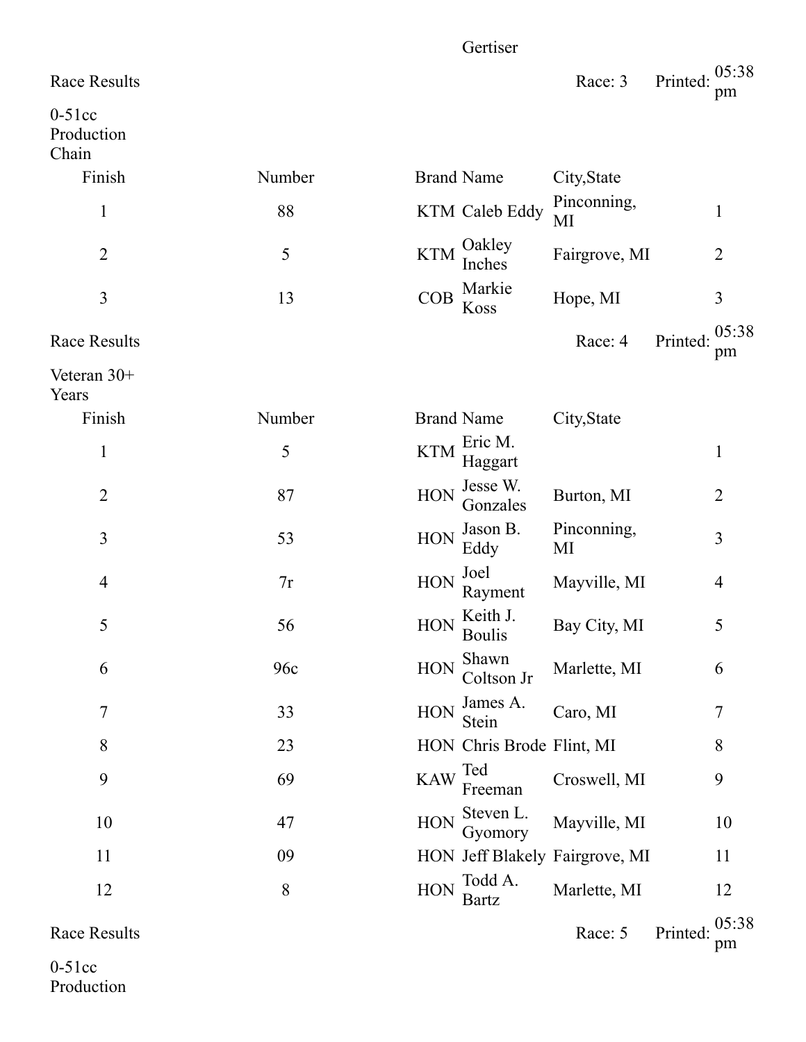Gertiser

Race Results | Race: 3 | Printed: 05:38 pm

0-51cc Production Chain

| Finish | Number | Brand | Name | City,State | |
|---|---|---|---|---|---|
| 1 | 88 | KTM | Caleb Eddy | Pinconning, MI | 1 |
| 2 | 5 | KTM | Oakley Inches | Fairgrove, MI | 2 |
| 3 | 13 | COB | Markie Koss | Hope, MI | 3 |

Race Results | Race: 4 | Printed: 05:38 pm

Veteran 30+ Years

| Finish | Number | Brand | Name | City,State | |
|---|---|---|---|---|---|
| 1 | 5 | KTM | Eric M. Haggart | | 1 |
| 2 | 87 | HON | Jesse W. Gonzales | Burton, MI | 2 |
| 3 | 53 | HON | Jason B. Eddy | Pinconning, MI | 3 |
| 4 | 7r | HON | Joel Rayment | Mayville, MI | 4 |
| 5 | 56 | HON | Keith J. Boulis | Bay City, MI | 5 |
| 6 | 96c | HON | Shawn Coltson Jr | Marlette, MI | 6 |
| 7 | 33 | HON | James A. Stein | Caro, MI | 7 |
| 8 | 23 | HON | Chris Brode | Flint, MI | 8 |
| 9 | 69 | KAW | Ted Freeman | Croswell, MI | 9 |
| 10 | 47 | HON | Steven L. Gyomory | Mayville, MI | 10 |
| 11 | 09 | HON | Jeff Blakely | Fairgrove, MI | 11 |
| 12 | 8 | HON | Todd A. Bartz | Marlette, MI | 12 |

Race Results | Race: 5 | Printed: 05:38 pm

0-51cc Production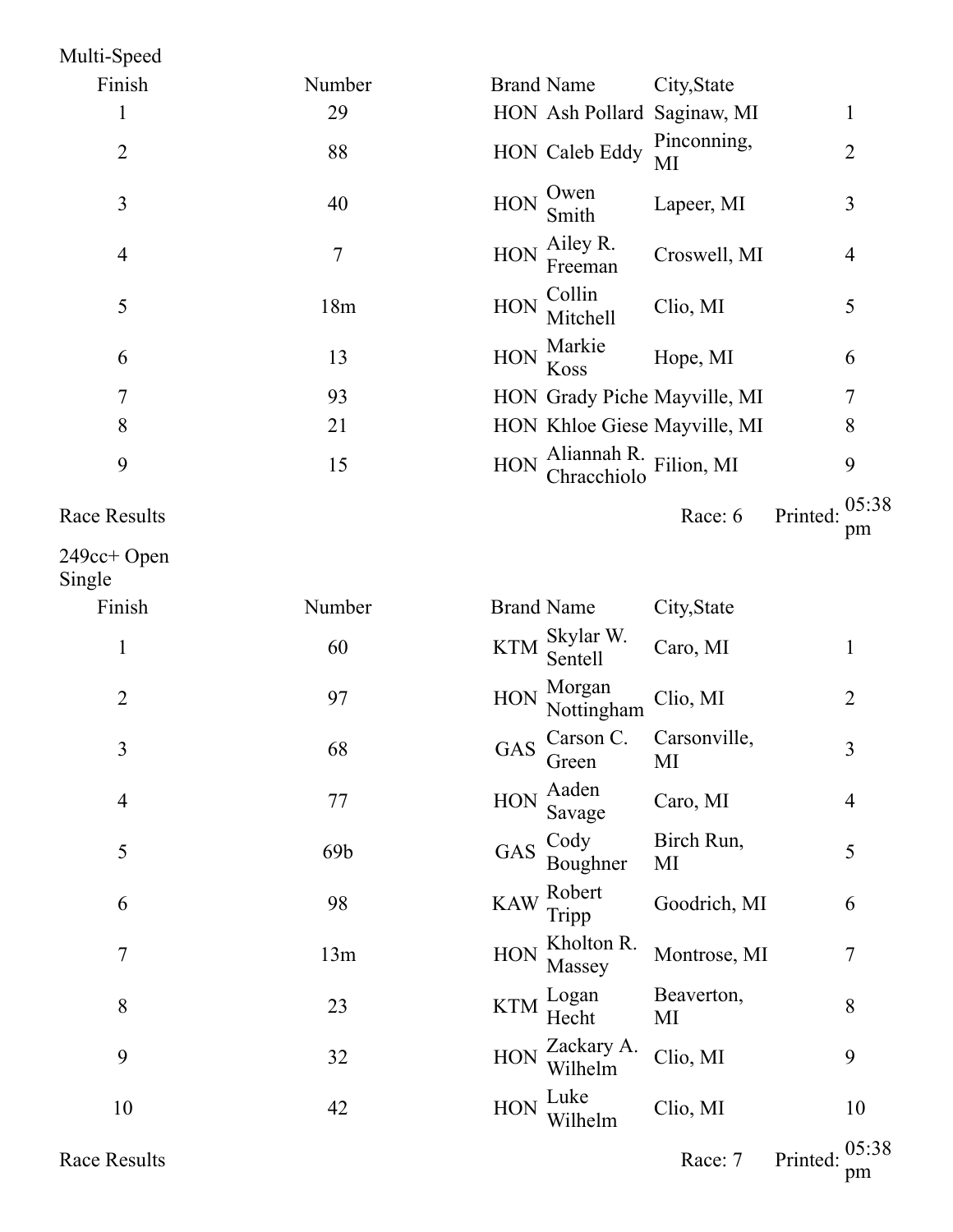Multi-Speed

| Finish | Number | Brand | Name | City,State | |
|---|---|---|---|---|---|
| 1 | 29 | HON | Ash Pollard | Saginaw, MI | 1 |
| 2 | 88 | HON | Caleb Eddy | Pinconning, MI | 2 |
| 3 | 40 | HON | Owen Smith | Lapeer, MI | 3 |
| 4 | 7 | HON | Ailey R. Freeman | Croswell, MI | 4 |
| 5 | 18m | HON | Collin Mitchell | Clio, MI | 5 |
| 6 | 13 | HON | Markie Koss | Hope, MI | 6 |
| 7 | 93 | HON | Grady Piche | Mayville, MI | 7 |
| 8 | 21 | HON | Khloe Giese | Mayville, MI | 8 |
| 9 | 15 | HON | Aliannah R. Chracchiolo | Filion, MI | 9 |

Race Results — Race: 6 — Printed: 05:38 pm

249cc+ Open Single

| Finish | Number | Brand | Name | City,State | |
|---|---|---|---|---|---|
| 1 | 60 | KTM | Skylar W. Sentell | Caro, MI | 1 |
| 2 | 97 | HON | Morgan Nottingham | Clio, MI | 2 |
| 3 | 68 | GAS | Carson C. Green | Carsonville, MI | 3 |
| 4 | 77 | HON | Aaden Savage | Caro, MI | 4 |
| 5 | 69b | GAS | Cody Boughner | Birch Run, MI | 5 |
| 6 | 98 | KAW | Robert Tripp | Goodrich, MI | 6 |
| 7 | 13m | HON | Kholton R. Massey | Montrose, MI | 7 |
| 8 | 23 | KTM | Logan Hecht | Beaverton, MI | 8 |
| 9 | 32 | HON | Zackary A. Wilhelm | Clio, MI | 9 |
| 10 | 42 | HON | Luke Wilhelm | Clio, MI | 10 |

Race Results — Race: 7 — Printed: 05:38 pm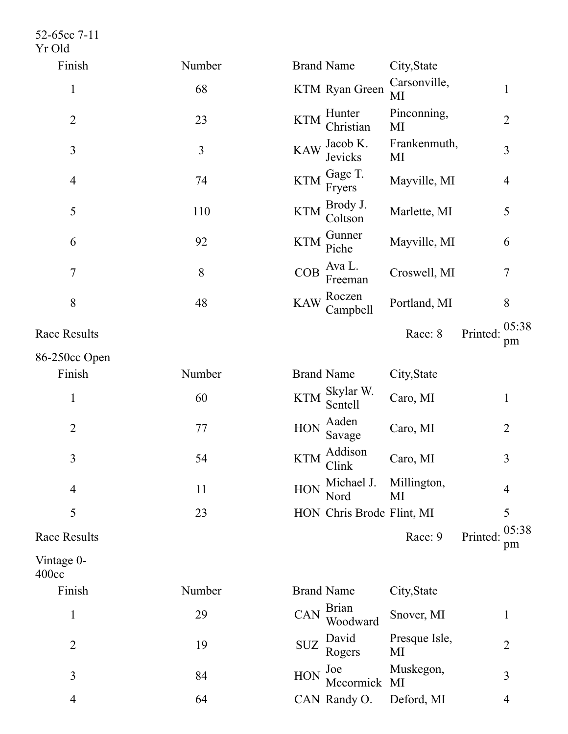52-65cc 7-11 Yr Old

| Finish | Number | Brand | Name | City,State | |
|---|---|---|---|---|---|
| 1 | 68 | KTM | Ryan Green | Carsonville, MI | 1 |
| 2 | 23 | KTM | Hunter Christian | Pinconning, MI | 2 |
| 3 | 3 | KAW | Jacob K. Jevicks | Frankenmuth, MI | 3 |
| 4 | 74 | KTM | Gage T. Fryers | Mayville, MI | 4 |
| 5 | 110 | KTM | Brody J. Coltson | Marlette, MI | 5 |
| 6 | 92 | KTM | Gunner Piche | Mayville, MI | 6 |
| 7 | 8 | COB | Ava L. Freeman | Croswell, MI | 7 |
| 8 | 48 | KAW | Roczen Campbell | Portland, MI | 8 |

Race Results — Race: 8 — Printed: 05:38 pm

86-250cc Open

| Finish | Number | Brand | Name | City,State | |
|---|---|---|---|---|---|
| 1 | 60 | KTM | Skylar W. Sentell | Caro, MI | 1 |
| 2 | 77 | HON | Aaden Savage | Caro, MI | 2 |
| 3 | 54 | KTM | Addison Clink | Caro, MI | 3 |
| 4 | 11 | HON | Michael J. Nord | Millington, MI | 4 |
| 5 | 23 | HON | Chris Brode | Flint, MI | 5 |

Race Results — Race: 9 — Printed: 05:38 pm

Vintage 0-400cc

| Finish | Number | Brand | Name | City,State | |
|---|---|---|---|---|---|
| 1 | 29 | CAN | Brian Woodward | Snover, MI | 1 |
| 2 | 19 | SUZ | David Rogers | Presque Isle, MI | 2 |
| 3 | 84 | HON | Joe Mccormick | Muskegon, MI | 3 |
| 4 | 64 | CAN | Randy O. | Deford, MI | 4 |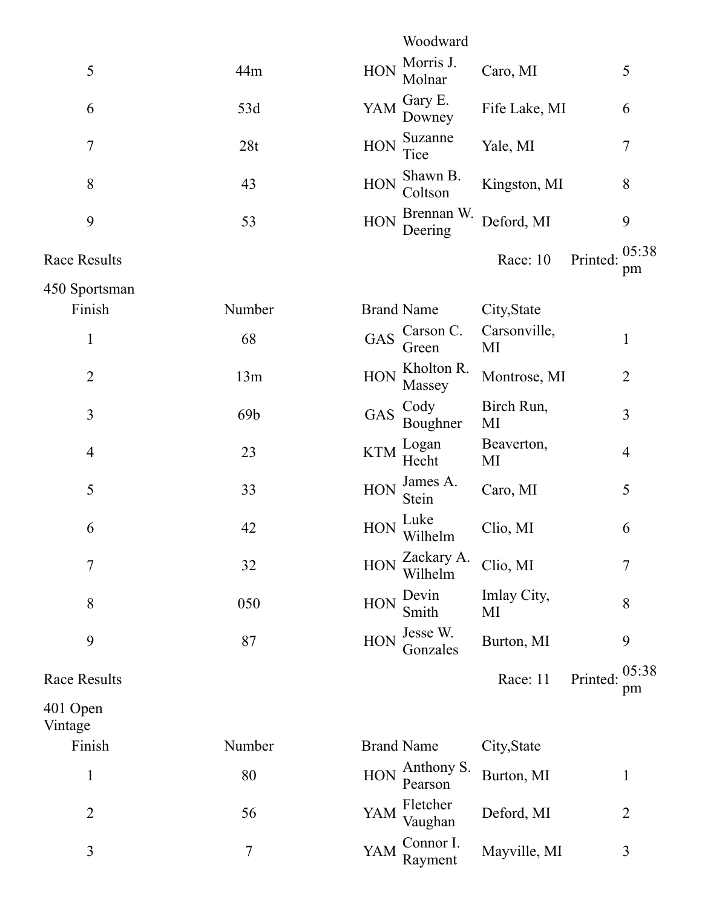| | | | Woodward | | |
|---|---|---|---|---|---|
| 5 | 44m | HON | Morris J. Molnar | Caro, MI | 5 |
| 6 | 53d | YAM | Gary E. Downey | Fife Lake, MI | 6 |
| 7 | 28t | HON | Suzanne Tice | Yale, MI | 7 |
| 8 | 43 | HON | Shawn B. Coltson | Kingston, MI | 8 |
| 9 | 53 | HON | Brennan W. Deering | Deford, MI | 9 |

Race Results Race: 10 Printed: 05:38 pm

450 Sportsman

| Finish | Number | Brand | Name | City,State | |
|---|---|---|---|---|---|
| 1 | 68 | GAS | Carson C. Green | Carsonville, MI | 1 |
| 2 | 13m | HON | Kholton R. Massey | Montrose, MI | 2 |
| 3 | 69b | GAS | Cody Boughner | Birch Run, MI | 3 |
| 4 | 23 | KTM | Logan Hecht | Beaverton, MI | 4 |
| 5 | 33 | HON | James A. Stein | Caro, MI | 5 |
| 6 | 42 | HON | Luke Wilhelm | Clio, MI | 6 |
| 7 | 32 | HON | Zackary A. Wilhelm | Clio, MI | 7 |
| 8 | 050 | HON | Devin Smith | Imlay City, MI | 8 |
| 9 | 87 | HON | Jesse W. Gonzales | Burton, MI | 9 |

Race Results Race: 11 Printed: 05:38 pm

401 Open Vintage

| Finish | Number | Brand | Name | City,State | |
|---|---|---|---|---|---|
| 1 | 80 | HON | Anthony S. Pearson | Burton, MI | 1 |
| 2 | 56 | YAM | Fletcher Vaughan | Deford, MI | 2 |
| 3 | 7 | YAM | Connor I. Rayment | Mayville, MI | 3 |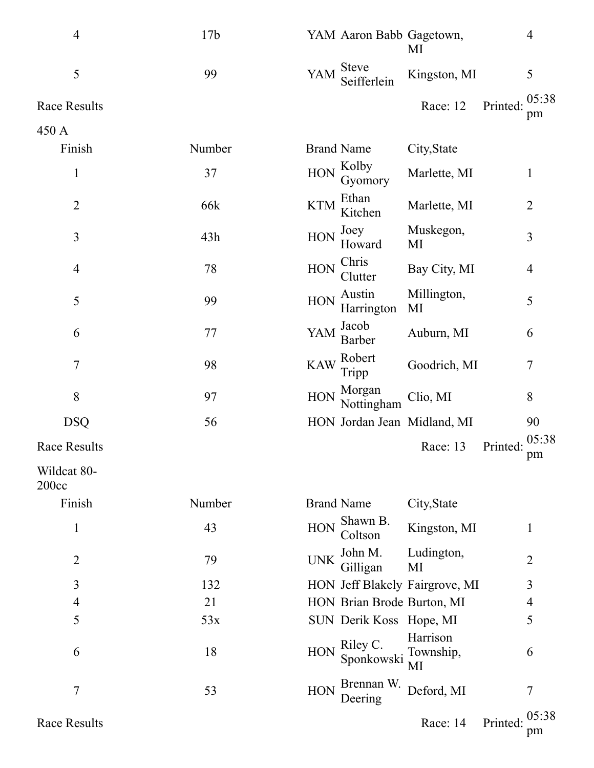| | | | | | |
|---|---|---|---|---|---|
| 4 | 17b | YAM | Aaron Babb | Gagetown, MI | 4 |
| 5 | 99 | YAM | Steve Seifferlein | Kingston, MI | 5 |

Race Results Race: 12 Printed: 05:38 pm

450 A

| Finish | Number | Brand | Name | City,State | |
|---|---|---|---|---|---|
| 1 | 37 | HON | Kolby Gyomory | Marlette, MI | 1 |
| 2 | 66k | KTM | Ethan Kitchen | Marlette, MI | 2 |
| 3 | 43h | HON | Joey Howard | Muskegon, MI | 3 |
| 4 | 78 | HON | Chris Clutter | Bay City, MI | 4 |
| 5 | 99 | HON | Austin Harrington | Millington, MI | 5 |
| 6 | 77 | YAM | Jacob Barber | Auburn, MI | 6 |
| 7 | 98 | KAW | Robert Tripp | Goodrich, MI | 7 |
| 8 | 97 | HON | Morgan Nottingham | Clio, MI | 8 |
| DSQ | 56 | HON | Jordan Jean | Midland, MI | 90 |

Race Results Race: 13 Printed: 05:38 pm

Wildcat 80-200cc

| Finish | Number | Brand | Name | City,State | |
|---|---|---|---|---|---|
| 1 | 43 | HON | Shawn B. Coltson | Kingston, MI | 1 |
| 2 | 79 | UNK | John M. Gilligan | Ludington, MI | 2 |
| 3 | 132 | HON | Jeff Blakely | Fairgrove, MI | 3 |
| 4 | 21 | HON | Brian Brode | Burton, MI | 4 |
| 5 | 53x | SUN | Derik Koss | Hope, MI | 5 |
| 6 | 18 | HON | Riley C. Sponkowski | Harrison Township, MI | 6 |
| 7 | 53 | HON | Brennan W. Deering | Deford, MI | 7 |

Race Results Race: 14 Printed: 05:38 pm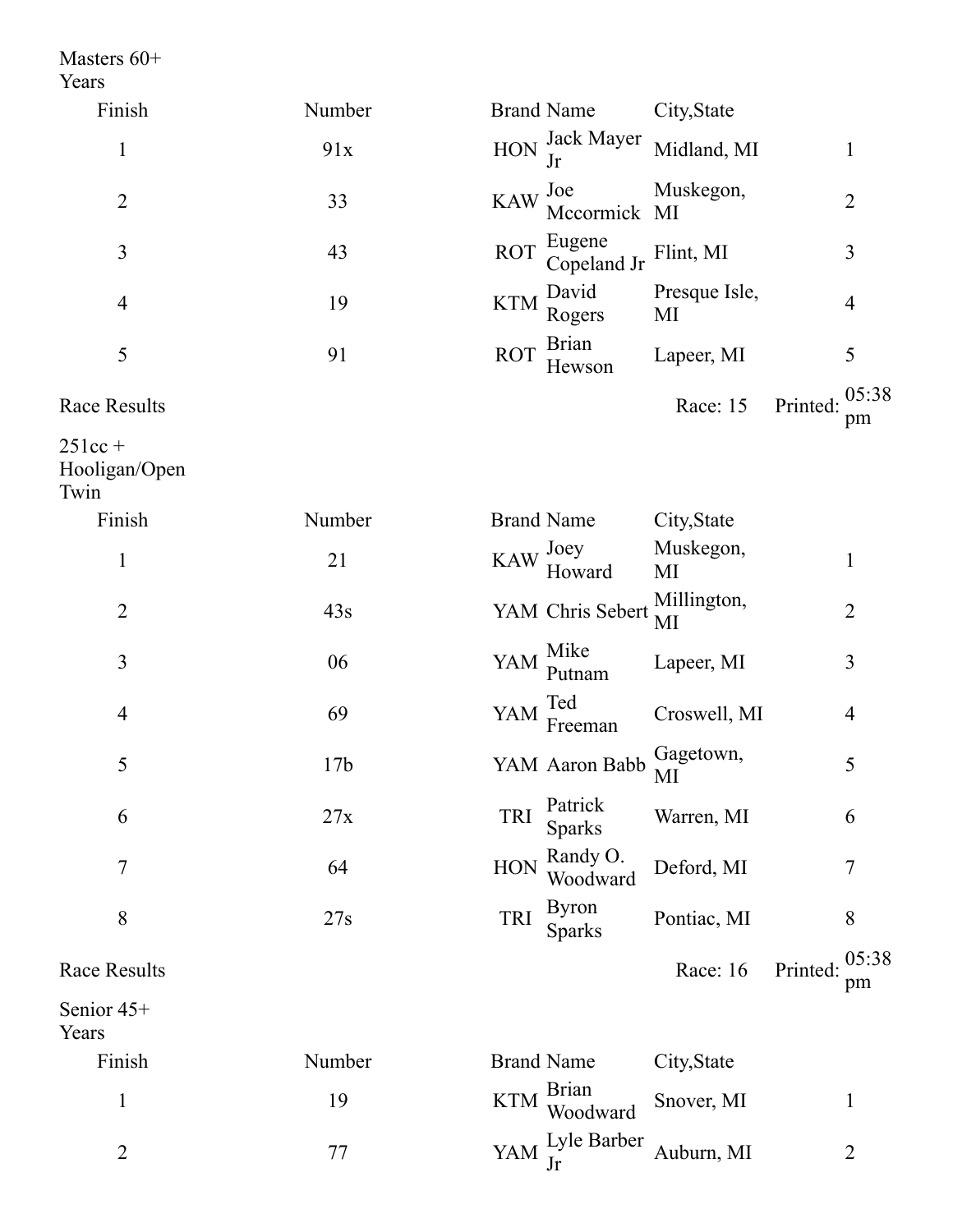Masters 60+ Years

| Finish | Number | Brand | Name | City,State | |
|---|---|---|---|---|---|
| 1 | 91x | HON | Jack Mayer Jr | Midland, MI | 1 |
| 2 | 33 | KAW | Joe Mccormick | Muskegon, MI | 2 |
| 3 | 43 | ROT | Eugene Copeland Jr | Flint, MI | 3 |
| 4 | 19 | KTM | David Rogers | Presque Isle, MI | 4 |
| 5 | 91 | ROT | Brian Hewson | Lapeer, MI | 5 |

Race Results — Race: 15 — Printed: 05:38 pm

251cc + Hooligan/Open Twin

| Finish | Number | Brand | Name | City,State | |
|---|---|---|---|---|---|
| 1 | 21 | KAW | Joey Howard | Muskegon, MI | 1 |
| 2 | 43s | YAM | Chris Sebert | Millington, MI | 2 |
| 3 | 06 | YAM | Mike Putnam | Lapeer, MI | 3 |
| 4 | 69 | YAM | Ted Freeman | Croswell, MI | 4 |
| 5 | 17b | YAM | Aaron Babb | Gagetown, MI | 5 |
| 6 | 27x | TRI | Patrick Sparks | Warren, MI | 6 |
| 7 | 64 | HON | Randy O. Woodward | Deford, MI | 7 |
| 8 | 27s | TRI | Byron Sparks | Pontiac, MI | 8 |

Race Results — Race: 16 — Printed: 05:38 pm

Senior 45+ Years

| Finish | Number | Brand | Name | City,State | |
|---|---|---|---|---|---|
| 1 | 19 | KTM | Brian Woodward | Snover, MI | 1 |
| 2 | 77 | YAM | Lyle Barber Jr | Auburn, MI | 2 |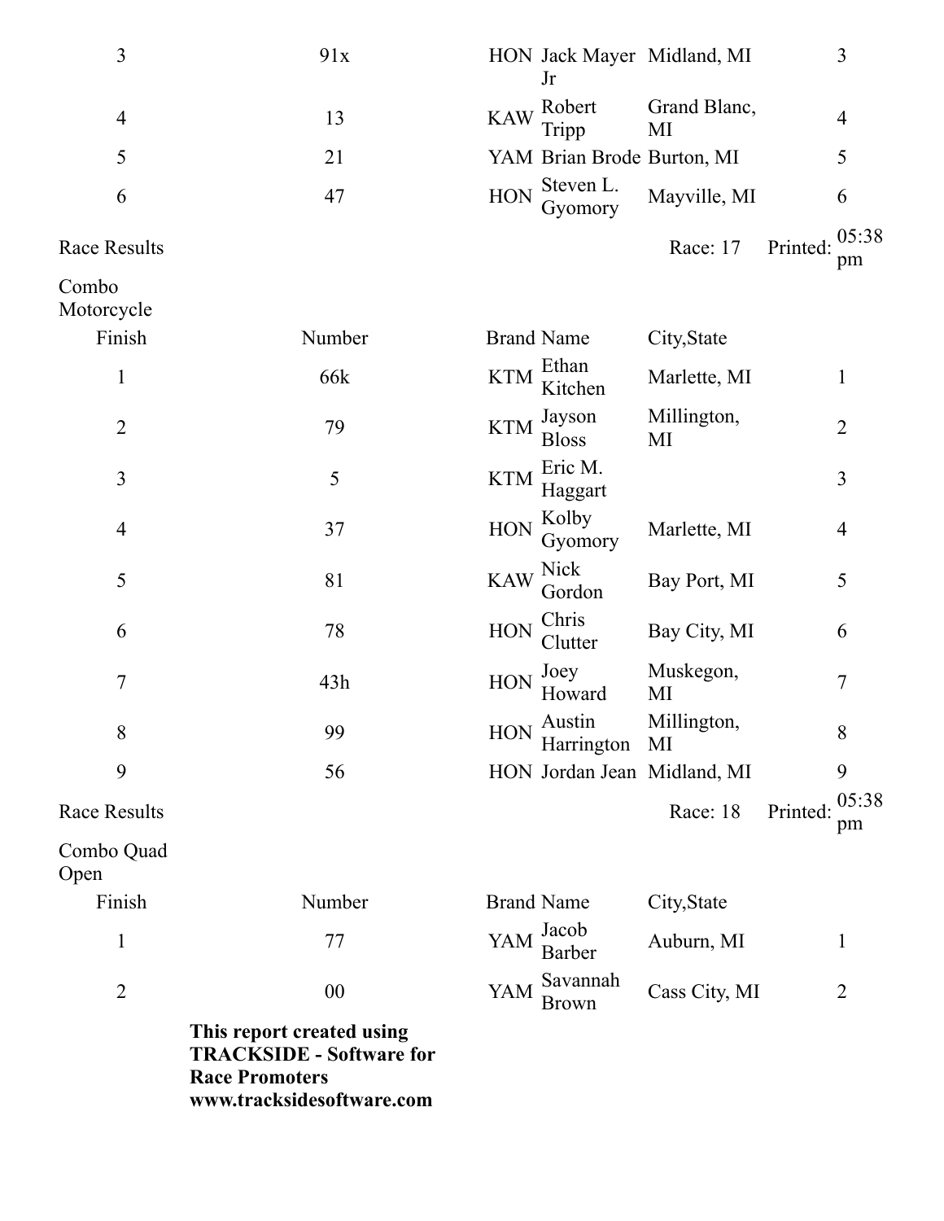| | | | | | |
|---|---|---|---|---|---|
| 3 | 91x | HON | Jack Mayer Jr | Midland, MI | 3 |
| 4 | 13 | KAW | Robert Tripp | Grand Blanc, MI | 4 |
| 5 | 21 | YAM | Brian Brode | Burton, MI | 5 |
| 6 | 47 | HON | Steven L. Gyomory | Mayville, MI | 6 |

Race Results Race: 17 Printed: 05:38 pm

Combo Motorcycle

| Finish | Number | Brand | Name | City,State | |
|---|---|---|---|---|---|
| 1 | 66k | KTM | Ethan Kitchen | Marlette, MI | 1 |
| 2 | 79 | KTM | Jayson Bloss | Millington, MI | 2 |
| 3 | 5 | KTM | Eric M. Haggart | | 3 |
| 4 | 37 | HON | Kolby Gyomory | Marlette, MI | 4 |
| 5 | 81 | KAW | Nick Gordon | Bay Port, MI | 5 |
| 6 | 78 | HON | Chris Clutter | Bay City, MI | 6 |
| 7 | 43h | HON | Joey Howard | Muskegon, MI | 7 |
| 8 | 99 | HON | Austin Harrington | Millington, MI | 8 |
| 9 | 56 | HON | Jordan Jean | Midland, MI | 9 |

Race Results Race: 18 Printed: 05:38 pm

Combo Quad Open

| Finish | Number | Brand | Name | City,State | |
|---|---|---|---|---|---|
| 1 | 77 | YAM | Jacob Barber | Auburn, MI | 1 |
| 2 | 00 | YAM | Savannah Brown | Cass City, MI | 2 |

**This report created using TRACKSIDE - Software for Race Promoters www.tracksidesoftware.com**